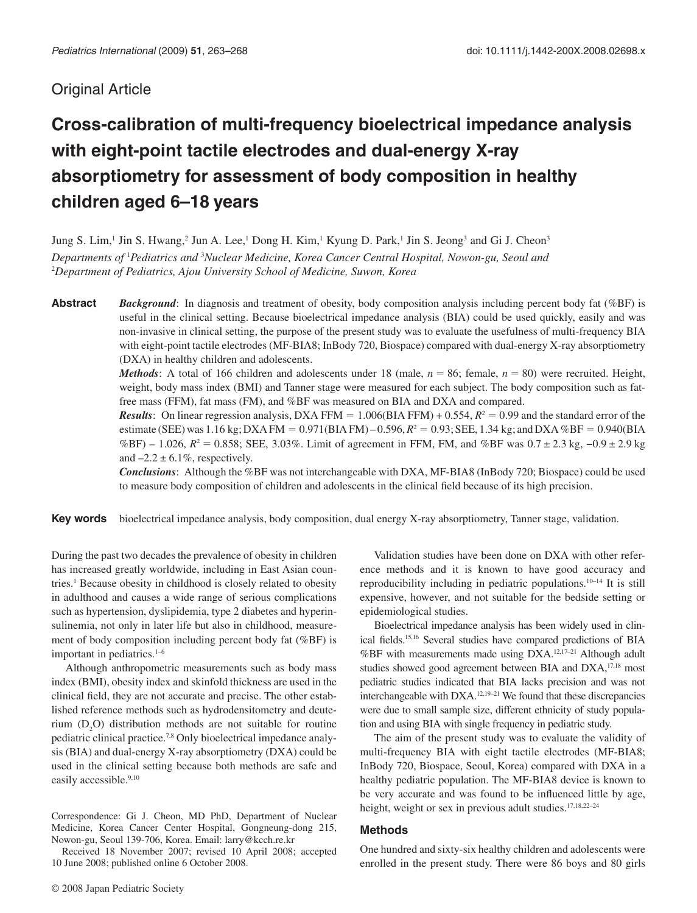Original Article

# Cross-calibration of multi-frequency bioelectrical impedance analysis with eight-point tactile electrodes and dual-energy X-ray absorptiometry for assessment of body composition in healthy children aged 6–18 years

Jung S. Lim,[1] Jin S. Hwang,[2] Jun A. Lee,[1] Dong H. Kim,[1] Kyung D. Park,[1] Jin S. Jeong[3] and Gi J. Cheon[3]

*Departments of* [1]*Pediatrics and* [3]*Nuclear Medicine, Korea Cancer Central Hospital, Nowon-gu, Seoul and* [2]*Department of Pediatrics, Ajou University School of Medicine, Suwon, Korea*

**Abstract**

***Background***: In diagnosis and treatment of obesity, body composition analysis including percent body fat (%BF) is useful in the clinical setting. Because bioelectrical impedance analysis (BIA) could be used quickly, easily and was non-invasive in clinical setting, the purpose of the present study was to evaluate the usefulness of multi-frequency BIA with eight-point tactile electrodes (MF-BIA8; InBody 720, Biospace) compared with dual-energy X-ray absorptiometry (DXA) in healthy children and adolescents.

***Methods***: A total of 166 children and adolescents under 18 (male, $n = 86$; female, $n = 80$) were recruited. Height, weight, body mass index (BMI) and Tanner stage were measured for each subject. The body composition such as fat-free mass (FFM), fat mass (FM), and %BF was measured on BIA and DXA and compared.

***Results***: On linear regression analysis, DXA FFM = 1.006(BIA FFM) + 0.554, $R^2 = 0.99$ and the standard error of the estimate (SEE) was 1.16 kg; DXA FM = 0.971(BIA FM) – 0.596, $R^2 = 0.93$; SEE, 1.34 kg; and DXA %BF = 0.940(BIA %BF) – 1.026, $R^2 = 0.858$; SEE, 3.03%. Limit of agreement in FFM, FM, and %BF was $0.7 \pm 2.3$ kg, $-0.9 \pm 2.9$ kg and $-2.2 \pm 6.1$%, respectively.

***Conclusions***: Although the %BF was not interchangeable with DXA, MF-BIA8 (InBody 720; Biospace) could be used to measure body composition of children and adolescents in the clinical field because of its high precision.

**Key words** bioelectrical impedance analysis, body composition, dual energy X-ray absorptiometry, Tanner stage, validation.

During the past two decades the prevalence of obesity in children has increased greatly worldwide, including in East Asian countries.[1] Because obesity in childhood is closely related to obesity in adulthood and causes a wide range of serious complications such as hypertension, dyslipidemia, type 2 diabetes and hyperinsulinemia, not only in later life but also in childhood, measurement of body composition including percent body fat (%BF) is important in pediatrics.[1–6]

Although anthropometric measurements such as body mass index (BMI), obesity index and skinfold thickness are used in the clinical field, they are not accurate and precise. The other established reference methods such as hydrodensitometry and deuterium ($D_2O$) distribution methods are not suitable for routine pediatric clinical practice.[7,8] Only bioelectrical impedance analysis (BIA) and dual-energy X-ray absorptiometry (DXA) could be used in the clinical setting because both methods are safe and easily accessible.[9,10]

Correspondence: Gi J. Cheon, MD PhD, Department of Nuclear Medicine, Korea Cancer Center Hospital, Gongneung-dong 215, Nowon-gu, Seoul 139-706, Korea. Email: larry@kcch.re.kr

Received 18 November 2007; revised 10 April 2008; accepted 10 June 2008; published online 6 October 2008.

Validation studies have been done on DXA with other reference methods and it is known to have good accuracy and reproducibility including in pediatric populations.[10–14] It is still expensive, however, and not suitable for the bedside setting or epidemiological studies.

Bioelectrical impedance analysis has been widely used in clinical fields.[15,16] Several studies have compared predictions of BIA %BF with measurements made using DXA.[12,17–21] Although adult studies showed good agreement between BIA and DXA,[17,18] most pediatric studies indicated that BIA lacks precision and was not interchangeable with DXA.[12,19–21] We found that these discrepancies were due to small sample size, different ethnicity of study population and using BIA with single frequency in pediatric study.

The aim of the present study was to evaluate the validity of multi-frequency BIA with eight tactile electrodes (MF-BIA8; InBody 720, Biospace, Seoul, Korea) compared with DXA in a healthy pediatric population. The MF-BIA8 device is known to be very accurate and was found to be influenced little by age, height, weight or sex in previous adult studies.[17,18,22–24]

## Methods

One hundred and sixty-six healthy children and adolescents were enrolled in the present study. There were 86 boys and 80 girls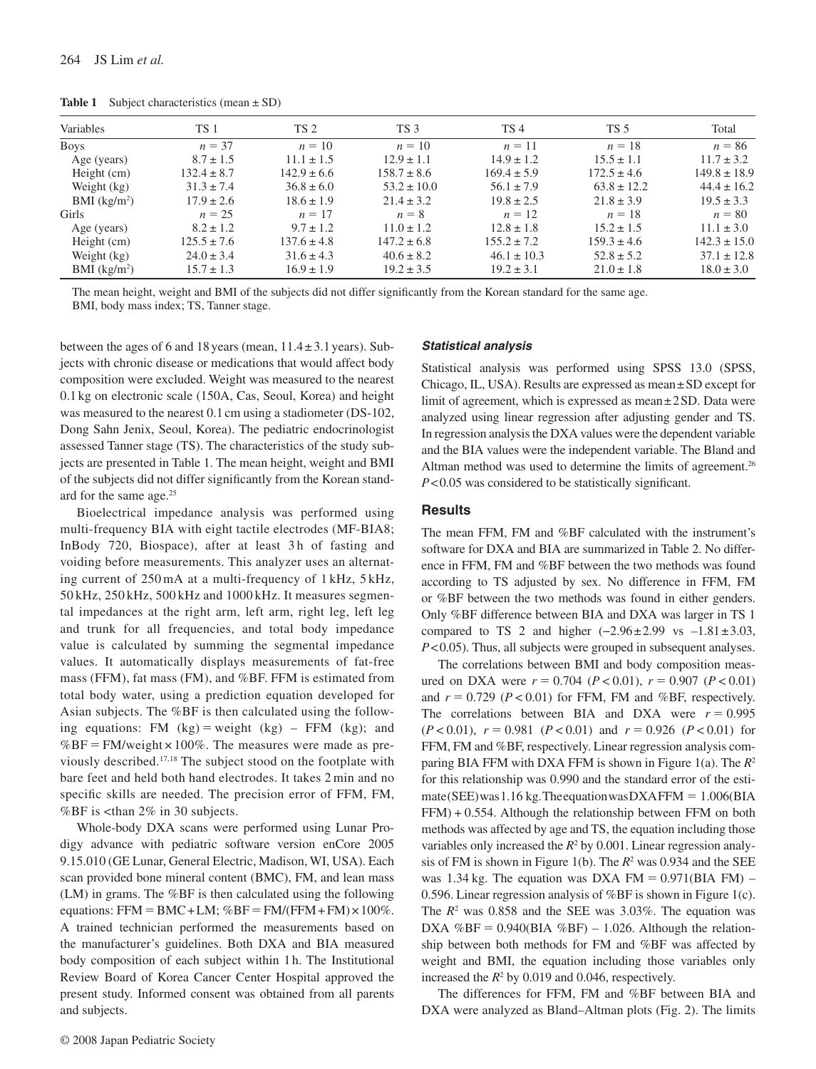**Table 1** Subject characteristics (mean ± SD)

| Variables | TS 1 | TS 2 | TS 3 | TS 4 | TS 5 | Total |
|---|---|---|---|---|---|---|
| Boys | $n = 37$ | $n = 10$ | $n = 10$ | $n = 11$ | $n = 18$ | $n = 86$ |
| Age (years) | 8.7 ± 1.5 | 11.1 ± 1.5 | 12.9 ± 1.1 | 14.9 ± 1.2 | 15.5 ± 1.1 | 11.7 ± 3.2 |
| Height (cm) | 132.4 ± 8.7 | 142.9 ± 6.6 | 158.7 ± 8.6 | 169.4 ± 5.9 | 172.5 ± 4.6 | 149.8 ± 18.9 |
| Weight (kg) | 31.3 ± 7.4 | 36.8 ± 6.0 | 53.2 ± 10.0 | 56.1 ± 7.9 | 63.8 ± 12.2 | 44.4 ± 16.2 |
| BMI (kg/m$^2$) | 17.9 ± 2.6 | 18.6 ± 1.9 | 21.4 ± 3.2 | 19.8 ± 2.5 | 21.8 ± 3.9 | 19.5 ± 3.3 |
| Girls | $n = 25$ | $n = 17$ | $n = 8$ | $n = 12$ | $n = 18$ | $n = 80$ |
| Age (years) | 8.2 ± 1.2 | 9.7 ± 1.2 | 11.0 ± 1.2 | 12.8 ± 1.8 | 15.2 ± 1.5 | 11.1 ± 3.0 |
| Height (cm) | 125.5 ± 7.6 | 137.6 ± 4.8 | 147.2 ± 6.8 | 155.2 ± 7.2 | 159.3 ± 4.6 | 142.3 ± 15.0 |
| Weight (kg) | 24.0 ± 3.4 | 31.6 ± 4.3 | 40.6 ± 8.2 | 46.1 ± 10.3 | 52.8 ± 5.2 | 37.1 ± 12.8 |
| BMI (kg/m$^2$) | 15.7 ± 1.3 | 16.9 ± 1.9 | 19.2 ± 3.5 | 19.2 ± 3.1 | 21.0 ± 1.8 | 18.0 ± 3.0 |

The mean height, weight and BMI of the subjects did not differ significantly from the Korean standard for the same age.
BMI, body mass index; TS, Tanner stage.

between the ages of 6 and 18 years (mean, 11.4 ± 3.1 years). Subjects with chronic disease or medications that would affect body composition were excluded. Weight was measured to the nearest 0.1 kg on electronic scale (150A, Cas, Seoul, Korea) and height was measured to the nearest 0.1 cm using a stadiometer (DS-102, Dong Sahn Jenix, Seoul, Korea). The pediatric endocrinologist assessed Tanner stage (TS). The characteristics of the study subjects are presented in Table 1. The mean height, weight and BMI of the subjects did not differ significantly from the Korean standard for the same age.[25]

Bioelectrical impedance analysis was performed using multi-frequency BIA with eight tactile electrodes (MF-BIA8; InBody 720, Biospace), after at least 3 h of fasting and voiding before measurements. This analyzer uses an alternating current of 250 mA at a multi-frequency of 1 kHz, 5 kHz, 50 kHz, 250 kHz, 500 kHz and 1000 kHz. It measures segmental impedances at the right arm, left arm, right leg, left leg and trunk for all frequencies, and total body impedance value is calculated by summing the segmental impedance values. It automatically displays measurements of fat-free mass (FFM), fat mass (FM), and %BF. FFM is estimated from total body water, using a prediction equation developed for Asian subjects. The %BF is then calculated using the following equations: FM (kg) = weight (kg) – FFM (kg); and %BF = FM/weight × 100%. The measures were made as previously described.[17,18] The subject stood on the footplate with bare feet and held both hand electrodes. It takes 2 min and no specific skills are needed. The precision error of FFM, FM, %BF is <than 2% in 30 subjects.

Whole-body DXA scans were performed using Lunar Prodigy advance with pediatric software version enCore 2005 9.15.010 (GE Lunar, General Electric, Madison, WI, USA). Each scan provided bone mineral content (BMC), FM, and lean mass (LM) in grams. The %BF is then calculated using the following equations: FFM = BMC + LM; %BF = FM/(FFM + FM) × 100%. A trained technician performed the measurements based on the manufacturer's guidelines. Both DXA and BIA measured body composition of each subject within 1 h. The Institutional Review Board of Korea Cancer Center Hospital approved the present study. Informed consent was obtained from all parents and subjects.

### *Statistical analysis*

Statistical analysis was performed using SPSS 13.0 (SPSS, Chicago, IL, USA). Results are expressed as mean ± SD except for limit of agreement, which is expressed as mean ± 2 SD. Data were analyzed using linear regression after adjusting gender and TS. In regression analysis the DXA values were the dependent variable and the BIA values were the independent variable. The Bland and Altman method was used to determine the limits of agreement.[26] $P < 0.05$ was considered to be statistically significant.

## Results

The mean FFM, FM and %BF calculated with the instrument's software for DXA and BIA are summarized in Table 2. No difference in FFM, FM and %BF between the two methods was found according to TS adjusted by sex. No difference in FFM, FM or %BF between the two methods was found in either genders. Only %BF difference between BIA and DXA was larger in TS 1 compared to TS 2 and higher (−2.96 ± 2.99 vs −1.81 ± 3.03, $P < 0.05$). Thus, all subjects were grouped in subsequent analyses.

The correlations between BMI and body composition measured on DXA were $r = 0.704$ ($P < 0.01$), $r = 0.907$ ($P < 0.01$) and $r = 0.729$ ($P < 0.01$) for FFM, FM and %BF, respectively. The correlations between BIA and DXA were $r = 0.995$ ($P < 0.01$), $r = 0.981$ ($P < 0.01$) and $r = 0.926$ ($P < 0.01$) for FFM, FM and %BF, respectively. Linear regression analysis comparing BIA FFM with DXA FFM is shown in Figure 1(a). The $R^2$ for this relationship was 0.990 and the standard error of the estimate (SEE) was 1.16 kg. The equation was DXA FFM = 1.006(BIA FFM) + 0.554. Although the relationship between FFM on both methods was affected by age and TS, the equation including those variables only increased the $R^2$ by 0.001. Linear regression analysis of FM is shown in Figure 1(b). The $R^2$ was 0.934 and the SEE was 1.34 kg. The equation was DXA FM = 0.971(BIA FM) – 0.596. Linear regression analysis of %BF is shown in Figure 1(c). The $R^2$ was 0.858 and the SEE was 3.03%. The equation was DXA %BF = 0.940(BIA %BF) – 1.026. Although the relationship between both methods for FM and %BF was affected by weight and BMI, the equation including those variables only increased the $R^2$ by 0.019 and 0.046, respectively.

The differences for FFM, FM and %BF between BIA and DXA were analyzed as Bland–Altman plots (Fig. 2). The limits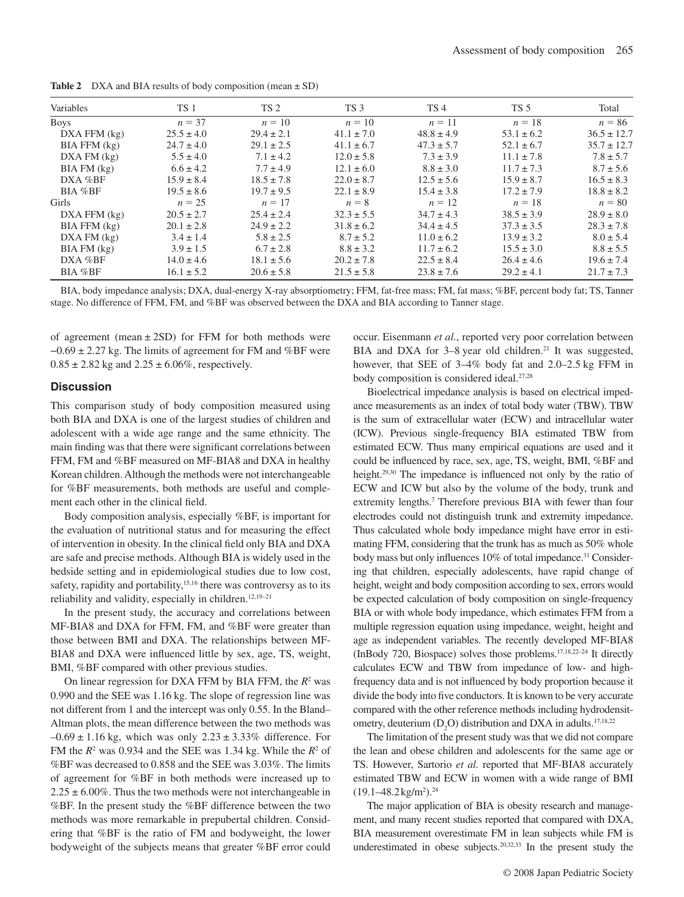**Table 2** DXA and BIA results of body composition (mean ± SD)

| Variables | TS 1 | TS 2 | TS 3 | TS 4 | TS 5 | Total |
|---|---|---|---|---|---|---|
| Boys | $n = 37$ | $n = 10$ | $n = 10$ | $n = 11$ | $n = 18$ | $n = 86$ |
| DXA FFM (kg) | 25.5 ± 4.0 | 29.4 ± 2.1 | 41.1 ± 7.0 | 48.8 ± 4.9 | 53.1 ± 6.2 | 36.5 ± 12.7 |
| BIA FFM (kg) | 24.7 ± 4.0 | 29.1 ± 2.5 | 41.1 ± 6.7 | 47.3 ± 5.7 | 52.1 ± 6.7 | 35.7 ± 12.7 |
| DXA FM (kg) | 5.5 ± 4.0 | 7.1 ± 4.2 | 12.0 ± 5.8 | 7.3 ± 3.9 | 11.1 ± 7.8 | 7.8 ± 5.7 |
| BIA FM (kg) | 6.6 ± 4.2 | 7.7 ± 4.9 | 12.1 ± 6.0 | 8.8 ± 3.0 | 11.7 ± 7.3 | 8.7 ± 5.6 |
| DXA %BF | 15.9 ± 8.4 | 18.5 ± 7.8 | 22.0 ± 8.7 | 12.5 ± 5.6 | 15.9 ± 8.7 | 16.5 ± 8.3 |
| BIA %BF | 19.5 ± 8.6 | 19.7 ± 9.5 | 22.1 ± 8.9 | 15.4 ± 3.8 | 17.2 ± 7.9 | 18.8 ± 8.2 |
| Girls | $n = 25$ | $n = 17$ | $n = 8$ | $n = 12$ | $n = 18$ | $n = 80$ |
| DXA FFM (kg) | 20.5 ± 2.7 | 25.4 ± 2.4 | 32.3 ± 5.5 | 34.7 ± 4.3 | 38.5 ± 3.9 | 28.9 ± 8.0 |
| BIA FFM (kg) | 20.1 ± 2.8 | 24.9 ± 2.2 | 31.8 ± 6.2 | 34.4 ± 4.5 | 37.3 ± 3.5 | 28.3 ± 7.8 |
| DXA FM (kg) | 3.4 ± 1.4 | 5.8 ± 2.5 | 8.7 ± 5.2 | 11.0 ± 6.2 | 13.9 ± 3.2 | 8.0 ± 5.4 |
| BIA FM (kg) | 3.9 ± 1.5 | 6.7 ± 2.8 | 8.8 ± 3.2 | 11.7 ± 6.2 | 15.5 ± 3.0 | 8.8 ± 5.5 |
| DXA %BF | 14.0 ± 4.6 | 18.1 ± 5.6 | 20.2 ± 7.8 | 22.5 ± 8.4 | 26.4 ± 4.6 | 19.6 ± 7.4 |
| BIA %BF | 16.1 ± 5.2 | 20.6 ± 5.8 | 21.5 ± 5.8 | 23.8 ± 7.6 | 29.2 ± 4.1 | 21.7 ± 7.3 |

BIA, body impedance analysis; DXA, dual-energy X-ray absorptiometry; FFM, fat-free mass; FM, fat mass; %BF, percent body fat; TS, Tanner stage. No difference of FFM, FM, and %BF was observed between the DXA and BIA according to Tanner stage.

of agreement (mean ± 2SD) for FFM for both methods were −0.69 ± 2.27 kg. The limits of agreement for FM and %BF were 0.85 ± 2.82 kg and 2.25 ± 6.06%, respectively.

## Discussion

This comparison study of body composition measured using both BIA and DXA is one of the largest studies of children and adolescent with a wide age range and the same ethnicity. The main finding was that there were significant correlations between FFM, FM and %BF measured on MF-BIA8 and DXA in healthy Korean children. Although the methods were not interchangeable for %BF measurements, both methods are useful and complement each other in the clinical field.

Body composition analysis, especially %BF, is important for the evaluation of nutritional status and for measuring the effect of intervention in obesity. In the clinical field only BIA and DXA are safe and precise methods. Although BIA is widely used in the bedside setting and in epidemiological studies due to low cost, safety, rapidity and portability,[15,16] there was controversy as to its reliability and validity, especially in children.[12,19–21]

In the present study, the accuracy and correlations between MF-BIA8 and DXA for FFM, FM, and %BF were greater than those between BMI and DXA. The relationships between MF-BIA8 and DXA were influenced little by sex, age, TS, weight, BMI, %BF compared with other previous studies.

On linear regression for DXA FFM by BIA FFM, the $R^2$ was 0.990 and the SEE was 1.16 kg. The slope of regression line was not different from 1 and the intercept was only 0.55. In the Bland–Altman plots, the mean difference between the two methods was –0.69 ± 1.16 kg, which was only 2.23 ± 3.33% difference. For FM the $R^2$ was 0.934 and the SEE was 1.34 kg. While the $R^2$ of %BF was decreased to 0.858 and the SEE was 3.03%. The limits of agreement for %BF in both methods were increased up to 2.25 ± 6.00%. Thus the two methods were not interchangeable in %BF. In the present study the %BF difference between the two methods was more remarkable in prepubertal children. Considering that %BF is the ratio of FM and bodyweight, the lower bodyweight of the subjects means that greater %BF error could occur. Eisenmann *et al.*, reported very poor correlation between BIA and DXA for 3–8 year old children.[21] It was suggested, however, that SEE of 3–4% body fat and 2.0–2.5 kg FFM in body composition is considered ideal.[27,28]

Bioelectrical impedance analysis is based on electrical impedance measurements as an index of total body water (TBW). TBW is the sum of extracellular water (ECW) and intracellular water (ICW). Previous single-frequency BIA estimated TBW from estimated ECW. Thus many empirical equations are used and it could be influenced by race, sex, age, TS, weight, BMI, %BF and height.[29,30] The impedance is influenced not only by the ratio of ECW and ICW but also by the volume of the body, trunk and extremity lengths.[7] Therefore previous BIA with fewer than four electrodes could not distinguish trunk and extremity impedance. Thus calculated whole body impedance might have error in estimating FFM, considering that the trunk has as much as 50% whole body mass but only influences 10% of total impedance.[31] Considering that children, especially adolescents, have rapid change of height, weight and body composition according to sex, errors would be expected calculation of body composition on single-frequency BIA or with whole body impedance, which estimates FFM from a multiple regression equation using impedance, weight, height and age as independent variables. The recently developed MF-BIA8 (InBody 720, Biospace) solves those problems.[17,18,22–24] It directly calculates ECW and TBW from impedance of low- and high-frequency data and is not influenced by body proportion because it divide the body into five conductors. It is known to be very accurate compared with the other reference methods including hydrodensitometry, deuterium ($D_2O$) distribution and DXA in adults.[17,18,22]

The limitation of the present study was that we did not compare the lean and obese children and adolescents for the same age or TS. However, Sartorio *et al.* reported that MF-BIA8 accurately estimated TBW and ECW in women with a wide range of BMI (19.1–48.2 kg/m$^2$).[24]

The major application of BIA is obesity research and management, and many recent studies reported that compared with DXA, BIA measurement overestimate FM in lean subjects while FM is underestimated in obese subjects.[20,32,33] In the present study the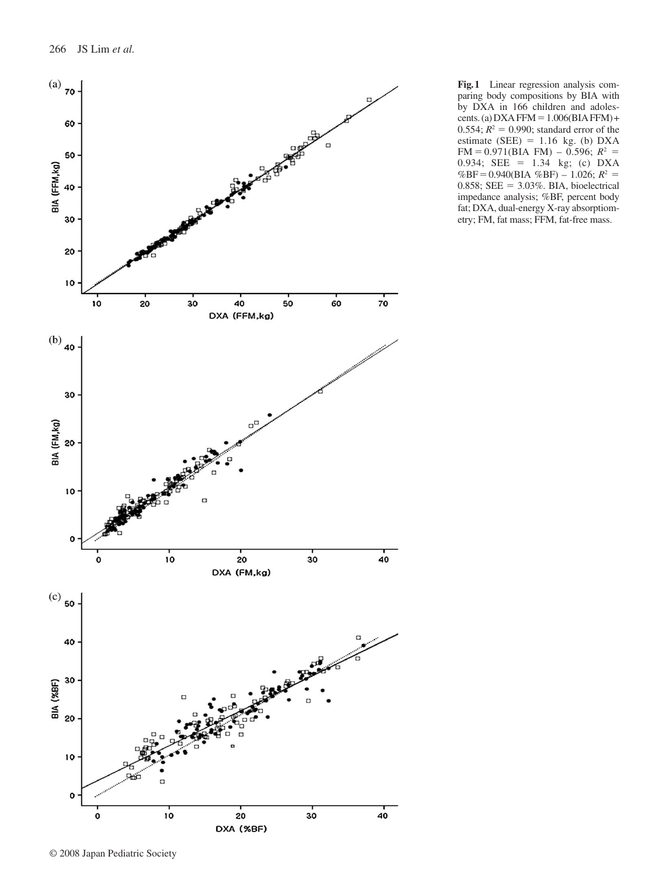**Fig. 1** Linear regression analysis comparing body compositions by BIA with by DXA in 166 children and adolescents. (a) DXA FFM = 1.006(BIA FFM) + 0.554; $R^2$ = 0.990; standard error of the estimate (SEE) = 1.16 kg. (b) DXA FM = 0.971(BIA FM) – 0.596; $R^2$ = 0.934; SEE = 1.34 kg; (c) DXA %BF = 0.940(BIA %BF) – 1.026; $R^2$ = 0.858; SEE = 3.03%. BIA, bioelectrical impedance analysis; %BF, percent body fat; DXA, dual-energy X-ray absorptiometry; FM, fat mass; FFM, fat-free mass.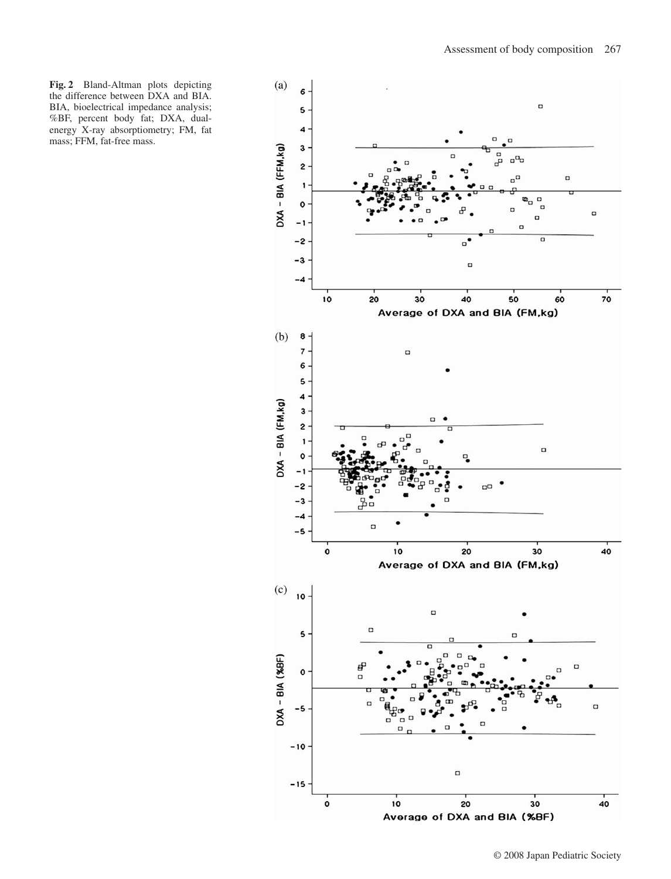**Fig. 2** Bland-Altman plots depicting the difference between DXA and BIA. BIA, bioelectrical impedance analysis; %BF, percent body fat; DXA, dual-energy X-ray absorptiometry; FM, fat mass; FFM, fat-free mass.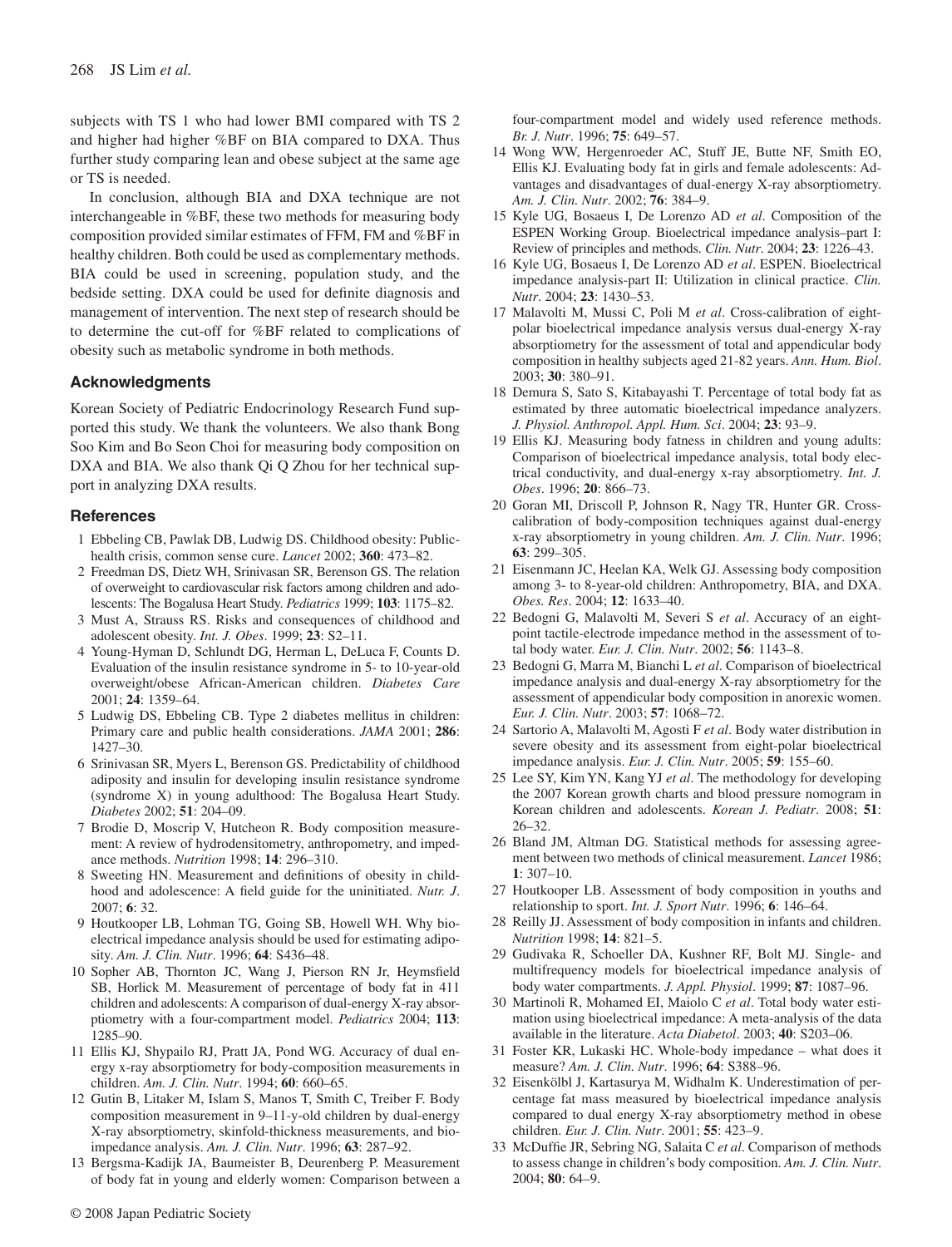subjects with TS 1 who had lower BMI compared with TS 2 and higher had higher %BF on BIA compared to DXA. Thus further study comparing lean and obese subject at the same age or TS is needed.

In conclusion, although BIA and DXA technique are not interchangeable in %BF, these two methods for measuring body composition provided similar estimates of FFM, FM and %BF in healthy children. Both could be used as complementary methods. BIA could be used in screening, population study, and the bedside setting. DXA could be used for definite diagnosis and management of intervention. The next step of research should be to determine the cut-off for %BF related to complications of obesity such as metabolic syndrome in both methods.

## Acknowledgments

Korean Society of Pediatric Endocrinology Research Fund supported this study. We thank the volunteers. We also thank Bong Soo Kim and Bo Seon Choi for measuring body composition on DXA and BIA. We also thank Qi Q Zhou for her technical support in analyzing DXA results.

## References

1 Ebbeling CB, Pawlak DB, Ludwig DS. Childhood obesity: Public-health crisis, common sense cure. *Lancet* 2002; **360**: 473–82.

2 Freedman DS, Dietz WH, Srinivasan SR, Berenson GS. The relation of overweight to cardiovascular risk factors among children and adolescents: The Bogalusa Heart Study. *Pediatrics* 1999; **103**: 1175–82.

3 Must A, Strauss RS. Risks and consequences of childhood and adolescent obesity. *Int. J. Obes*. 1999; **23**: S2–11.

4 Young-Hyman D, Schlundt DG, Herman L, DeLuca F, Counts D. Evaluation of the insulin resistance syndrome in 5- to 10-year-old overweight/obese African-American children. *Diabetes Care* 2001; **24**: 1359–64.

5 Ludwig DS, Ebbeling CB. Type 2 diabetes mellitus in children: Primary care and public health considerations. *JAMA* 2001; **286**: 1427–30.

6 Srinivasan SR, Myers L, Berenson GS. Predictability of childhood adiposity and insulin for developing insulin resistance syndrome (syndrome X) in young adulthood: The Bogalusa Heart Study. *Diabetes* 2002; **51**: 204–09.

7 Brodie D, Moscrip V, Hutcheon R. Body composition measurement: A review of hydrodensitometry, anthropometry, and impedance methods. *Nutrition* 1998; **14**: 296–310.

8 Sweeting HN. Measurement and definitions of obesity in childhood and adolescence: A field guide for the uninitiated. *Nutr. J*. 2007; **6**: 32.

9 Houtkooper LB, Lohman TG, Going SB, Howell WH. Why bioelectrical impedance analysis should be used for estimating adiposity. *Am. J. Clin. Nutr*. 1996; **64**: S436–48.

10 Sopher AB, Thornton JC, Wang J, Pierson RN Jr, Heymsfield SB, Horlick M. Measurement of percentage of body fat in 411 children and adolescents: A comparison of dual-energy X-ray absorptiometry with a four-compartment model. *Pediatrics* 2004; **113**: 1285–90.

11 Ellis KJ, Shypailo RJ, Pratt JA, Pond WG. Accuracy of dual energy x-ray absorptiometry for body-composition measurements in children. *Am. J. Clin. Nutr*. 1994; **60**: 660–65.

12 Gutin B, Litaker M, Islam S, Manos T, Smith C, Treiber F. Body composition measurement in 9–11-y-old children by dual-energy X-ray absorptiometry, skinfold-thickness measurements, and bioimpedance analysis. *Am. J. Clin. Nutr*. 1996; **63**: 287–92.

13 Bergsma-Kadijk JA, Baumeister B, Deurenberg P. Measurement of body fat in young and elderly women: Comparison between a four-compartment model and widely used reference methods. *Br. J. Nutr*. 1996; **75**: 649–57.

14 Wong WW, Hergenroeder AC, Stuff JE, Butte NF, Smith EO, Ellis KJ. Evaluating body fat in girls and female adolescents: Advantages and disadvantages of dual-energy X-ray absorptiometry. *Am. J. Clin. Nutr*. 2002; **76**: 384–9.

15 Kyle UG, Bosaeus I, De Lorenzo AD *et al*. Composition of the ESPEN Working Group. Bioelectrical impedance analysis–part I: Review of principles and methods. *Clin. Nutr*. 2004; **23**: 1226–43.

16 Kyle UG, Bosaeus I, De Lorenzo AD *et al*. ESPEN. Bioelectrical impedance analysis-part II: Utilization in clinical practice. *Clin. Nutr*. 2004; **23**: 1430–53.

17 Malavolti M, Mussi C, Poli M *et al*. Cross-calibration of eight-polar bioelectrical impedance analysis versus dual-energy X-ray absorptiometry for the assessment of total and appendicular body composition in healthy subjects aged 21-82 years. *Ann. Hum. Biol*. 2003; **30**: 380–91.

18 Demura S, Sato S, Kitabayashi T. Percentage of total body fat as estimated by three automatic bioelectrical impedance analyzers. *J. Physiol. Anthropol. Appl. Hum. Sci*. 2004; **23**: 93–9.

19 Ellis KJ. Measuring body fatness in children and young adults: Comparison of bioelectrical impedance analysis, total body electrical conductivity, and dual-energy x-ray absorptiometry. *Int. J. Obes*. 1996; **20**: 866–73.

20 Goran MI, Driscoll P, Johnson R, Nagy TR, Hunter GR. Cross-calibration of body-composition techniques against dual-energy x-ray absorptiometry in young children. *Am. J. Clin. Nutr*. 1996; **63**: 299–305.

21 Eisenmann JC, Heelan KA, Welk GJ. Assessing body composition among 3- to 8-year-old children: Anthropometry, BIA, and DXA. *Obes. Res*. 2004; **12**: 1633–40.

22 Bedogni G, Malavolti M, Severi S *et al*. Accuracy of an eight-point tactile-electrode impedance method in the assessment of total body water. *Eur. J. Clin. Nutr*. 2002; **56**: 1143–8.

23 Bedogni G, Marra M, Bianchi L *et al*. Comparison of bioelectrical impedance analysis and dual-energy X-ray absorptiometry for the assessment of appendicular body composition in anorexic women. *Eur. J. Clin. Nutr*. 2003; **57**: 1068–72.

24 Sartorio A, Malavolti M, Agosti F *et al*. Body water distribution in severe obesity and its assessment from eight-polar bioelectrical impedance analysis. *Eur. J. Clin. Nutr*. 2005; **59**: 155–60.

25 Lee SY, Kim YN, Kang YJ *et al*. The methodology for developing the 2007 Korean growth charts and blood pressure nomogram in Korean children and adolescents. *Korean J. Pediatr*. 2008; **51**: 26–32.

26 Bland JM, Altman DG. Statistical methods for assessing agreement between two methods of clinical measurement. *Lancet* 1986; **1**: 307–10.

27 Houtkooper LB. Assessment of body composition in youths and relationship to sport. *Int. J. Sport Nutr*. 1996; **6**: 146–64.

28 Reilly JJ. Assessment of body composition in infants and children. *Nutrition* 1998; **14**: 821–5.

29 Gudivaka R, Schoeller DA, Kushner RF, Bolt MJ. Single- and multifrequency models for bioelectrical impedance analysis of body water compartments. *J. Appl. Physiol*. 1999; **87**: 1087–96.

30 Martinoli R, Mohamed EI, Maiolo C *et al*. Total body water estimation using bioelectrical impedance: A meta-analysis of the data available in the literature. *Acta Diabetol*. 2003; **40**: S203–06.

31 Foster KR, Lukaski HC. Whole-body impedance – what does it measure? *Am. J. Clin. Nutr*. 1996; **64**: S388–96.

32 Eisenkölbl J, Kartasurya M, Widhalm K. Underestimation of percentage fat mass measured by bioelectrical impedance analysis compared to dual energy X-ray absorptiometry method in obese children. *Eur. J. Clin. Nutr*. 2001; **55**: 423–9.

33 McDuffie JR, Sebring NG, Salaita C *et al*. Comparison of methods to assess change in children's body composition. *Am. J. Clin. Nutr*. 2004; **80**: 64–9.